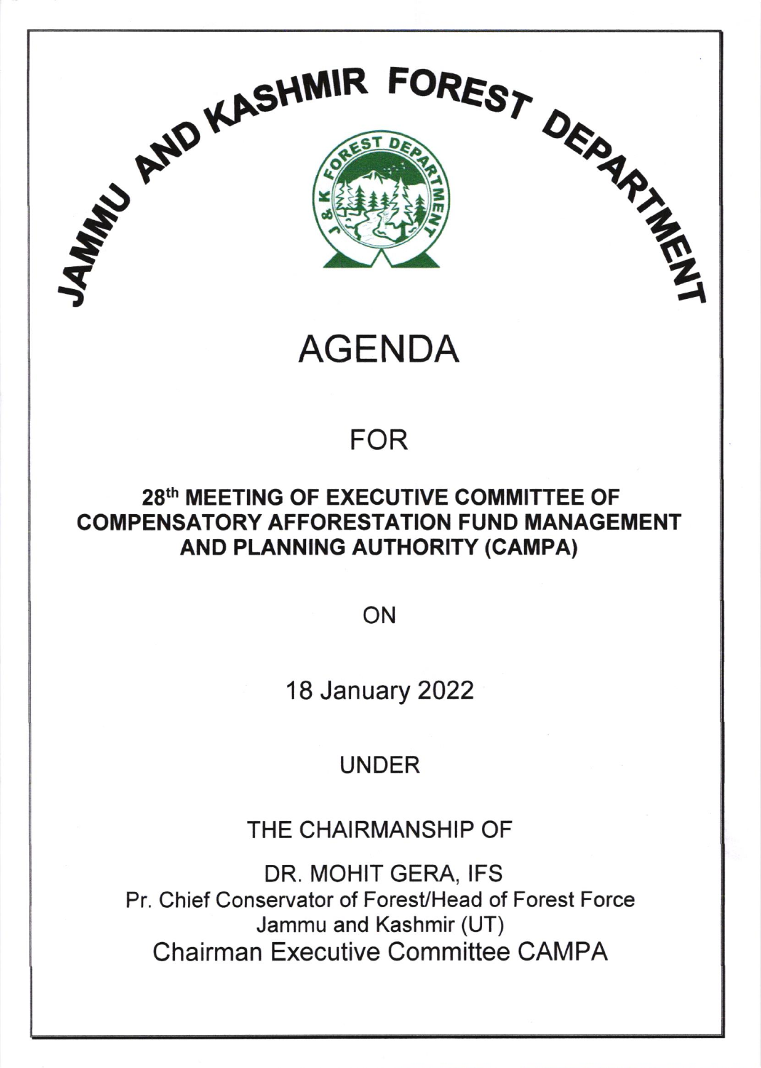# JAMMU AND KASHMIR FOREST DEPARTMENT

# AGENDA

## FOR

### 28th MEETING OF EXECUTIVE COMMITTEE OF COMPENSATORY AFFORESTATION FUND MANAGEMENT AND PLANNING AUTHORITY (CAMPA)

ON

18 January 2022

UNDER

THE CHAIRMANSHIP OF

DR. MOHIT GERA, IFS
Pr. Chief Conservator of Forest/Head of Forest Force
Jammu and Kashmir (UT)
Chairman Executive Committee CAMPA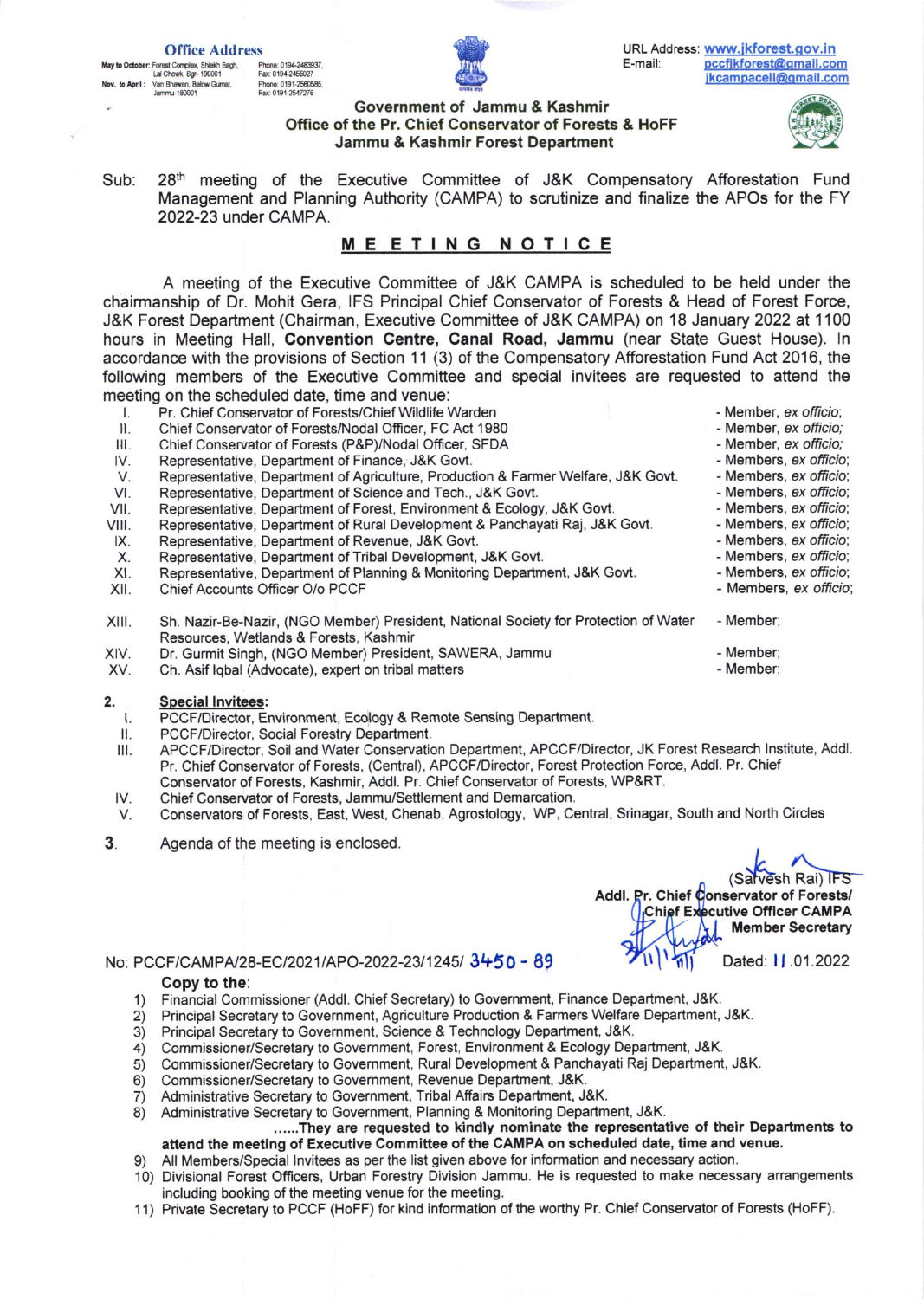**Office Address**

May to October: Forest Complex, Shiekh Bagh, Lal Chowk, Sgr- 190001 Phone: 0194-2483937, Fax: 0194-2455027

Nov. to April: Van Bhawan, Below Gumat, Jammu-180001 Phone: 0191-2560585, Fax: 0191-2547276

URL Address: www.jkforest.gov.in

E-mail: pccfjkforest@gmail.com
jkcampacell@gmail.com

**Government of Jammu & Kashmir**
**Office of the Pr. Chief Conservator of Forests & HoFF**
**Jammu & Kashmir Forest Department**

Sub: 28th meeting of the Executive Committee of J&K Compensatory Afforestation Fund Management and Planning Authority (CAMPA) to scrutinize and finalize the APOs for the FY 2022-23 under CAMPA.

## MEETING NOTICE

A meeting of the Executive Committee of J&K CAMPA is scheduled to be held under the chairmanship of Dr. Mohit Gera, IFS Principal Chief Conservator of Forests & Head of Forest Force, J&K Forest Department (Chairman, Executive Committee of J&K CAMPA) on 18 January 2022 at 1100 hours in Meeting Hall, **Convention Centre, Canal Road, Jammu** (near State Guest House). In accordance with the provisions of Section 11 (3) of the Compensatory Afforestation Fund Act 2016, the following members of the Executive Committee and special invitees are requested to attend the meeting on the scheduled date, time and venue:

| | | |
|---|---|---|
| I. | Pr. Chief Conservator of Forests/Chief Wildlife Warden | - Member, *ex officio*; |
| II. | Chief Conservator of Forests/Nodal Officer, FC Act 1980 | - Member, *ex officio*; |
| III. | Chief Conservator of Forests (P&P)/Nodal Officer, SFDA | - Member, *ex officio*; |
| IV. | Representative, Department of Finance, J&K Govt. | - Members, *ex officio*; |
| V. | Representative, Department of Agriculture, Production & Farmer Welfare, J&K Govt. | - Members, *ex officio*; |
| VI. | Representative, Department of Science and Tech., J&K Govt. | - Members, *ex officio*; |
| VII. | Representative, Department of Forest, Environment & Ecology, J&K Govt. | - Members, *ex officio*; |
| VIII. | Representative, Department of Rural Development & Panchayati Raj, J&K Govt. | - Members, *ex officio*; |
| IX. | Representative, Department of Revenue, J&K Govt. | - Members, *ex officio*; |
| X. | Representative, Department of Tribal Development, J&K Govt. | - Members, *ex officio*; |
| XI. | Representative, Department of Planning & Monitoring Department, J&K Govt. | - Members, *ex officio*; |
| XII. | Chief Accounts Officer O/o PCCF | - Members, *ex officio*; |
| XIII. | Sh. Nazir-Be-Nazir, (NGO Member) President, National Society for Protection of Water Resources, Wetlands & Forests, Kashmir | - Member; |
| XIV. | Dr. Gurmit Singh, (NGO Member) President, SAWERA, Jammu | - Member; |
| XV. | Ch. Asif Iqbal (Advocate), expert on tribal matters | - Member; |

2. **Special Invitees:**

I. PCCF/Director, Environment, Ecology & Remote Sensing Department.
II. PCCF/Director, Social Forestry Department.
III. APCCF/Director, Soil and Water Conservation Department, APCCF/Director, JK Forest Research Institute, Addl. Pr. Chief Conservator of Forests, (Central), APCCF/Director, Forest Protection Force, Addl. Pr. Chief Conservator of Forests, Kashmir, Addl. Pr. Chief Conservator of Forests, WP&RT.
IV. Chief Conservator of Forests, Jammu/Settlement and Demarcation.
V. Conservators of Forests, East, West, Chenab, Agrostology, WP, Central, Srinagar, South and North Circles

3. Agenda of the meeting is enclosed.

(Sarvesh Rai) IFS
**Addl. Pr. Chief Conservator of Forests/**
**Chief Executive Officer CAMPA**
**Member Secretary**

No: PCCF/CAMPA/28-EC/2021/APO-2022-23/1245/ 3450 - 89 Dated: 11.01.2022

**Copy to the:**

1) Financial Commissioner (Addl. Chief Secretary) to Government, Finance Department, J&K.
2) Principal Secretary to Government, Agriculture Production & Farmers Welfare Department, J&K.
3) Principal Secretary to Government, Science & Technology Department, J&K.
4) Commissioner/Secretary to Government, Forest, Environment & Ecology Department, J&K.
5) Commissioner/Secretary to Government, Rural Development & Panchayati Raj Department, J&K.
6) Commissioner/Secretary to Government, Revenue Department, J&K.
7) Administrative Secretary to Government, Tribal Affairs Department, J&K.
8) Administrative Secretary to Government, Planning & Monitoring Department, J&K.

**......They are requested to kindly nominate the representative of their Departments to attend the meeting of Executive Committee of the CAMPA on scheduled date, time and venue.**

9) All Members/Special Invitees as per the list given above for information and necessary action.
10) Divisional Forest Officers, Urban Forestry Division Jammu. He is requested to make necessary arrangements including booking of the meeting venue for the meeting.
11) Private Secretary to PCCF (HoFF) for kind information of the worthy Pr. Chief Conservator of Forests (HoFF).